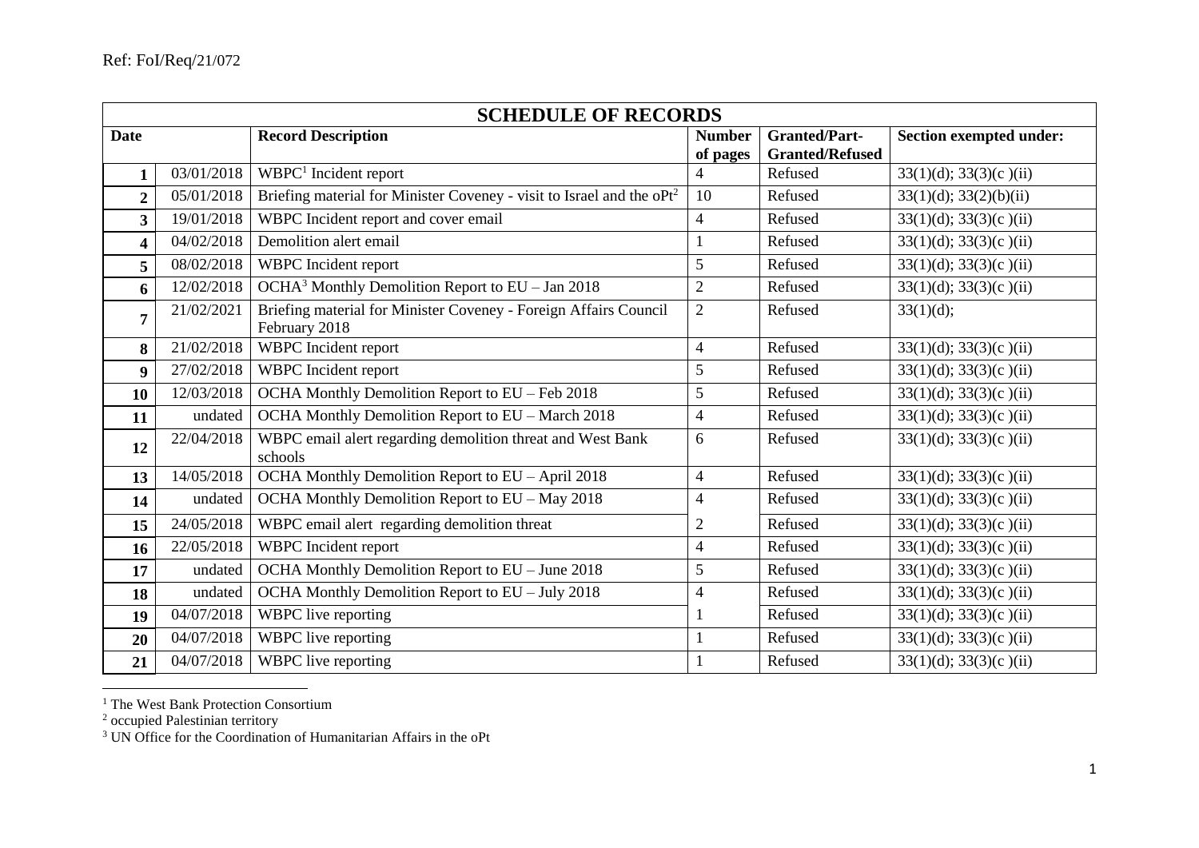Ref: FoI/Req/21/072

| **SCHEDULE OF RECORDS** | | | | | |
|---|---|---|---|---|---|
| **Date** | | **Record Description** | **Number of pages** | **Granted/Part-Granted/Refused** | **Section exempted under:** |
| **1** | 03/01/2018 | WBPC[1] Incident report | 4 | Refused | 33(1)(d); 33(3)(c )(ii) |
| **2** | 05/01/2018 | Briefing material for Minister Coveney - visit to Israel and the oPt[2] | 10 | Refused | 33(1)(d); 33(2)(b)(ii) |
| **3** | 19/01/2018 | WBPC Incident report and cover email | 4 | Refused | 33(1)(d); 33(3)(c )(ii) |
| **4** | 04/02/2018 | Demolition alert email | 1 | Refused | 33(1)(d); 33(3)(c )(ii) |
| **5** | 08/02/2018 | WBPC Incident report | 5 | Refused | 33(1)(d); 33(3)(c )(ii) |
| **6** | 12/02/2018 | OCHA[3] Monthly Demolition Report to EU – Jan 2018 | 2 | Refused | 33(1)(d); 33(3)(c )(ii) |
| **7** | 21/02/2021 | Briefing material for Minister Coveney - Foreign Affairs Council February 2018 | 2 | Refused | 33(1)(d); |
| **8** | 21/02/2018 | WBPC Incident report | 4 | Refused | 33(1)(d); 33(3)(c )(ii) |
| **9** | 27/02/2018 | WBPC Incident report | 5 | Refused | 33(1)(d); 33(3)(c )(ii) |
| **10** | 12/03/2018 | OCHA Monthly Demolition Report to EU – Feb 2018 | 5 | Refused | 33(1)(d); 33(3)(c )(ii) |
| **11** | undated | OCHA Monthly Demolition Report to EU – March 2018 | 4 | Refused | 33(1)(d); 33(3)(c )(ii) |
| **12** | 22/04/2018 | WBPC email alert regarding demolition threat and West Bank schools | 6 | Refused | 33(1)(d); 33(3)(c )(ii) |
| **13** | 14/05/2018 | OCHA Monthly Demolition Report to EU – April 2018 | 4 | Refused | 33(1)(d); 33(3)(c )(ii) |
| **14** | undated | OCHA Monthly Demolition Report to EU – May 2018 | 4 | Refused | 33(1)(d); 33(3)(c )(ii) |
| **15** | 24/05/2018 | WBPC email alert regarding demolition threat | 2 | Refused | 33(1)(d); 33(3)(c )(ii) |
| **16** | 22/05/2018 | WBPC Incident report | 4 | Refused | 33(1)(d); 33(3)(c )(ii) |
| **17** | undated | OCHA Monthly Demolition Report to EU – June 2018 | 5 | Refused | 33(1)(d); 33(3)(c )(ii) |
| **18** | undated | OCHA Monthly Demolition Report to EU – July 2018 | 4 | Refused | 33(1)(d); 33(3)(c )(ii) |
| **19** | 04/07/2018 | WBPC live reporting | 1 | Refused | 33(1)(d); 33(3)(c )(ii) |
| **20** | 04/07/2018 | WBPC live reporting | 1 | Refused | 33(1)(d); 33(3)(c )(ii) |
| **21** | 04/07/2018 | WBPC live reporting | 1 | Refused | 33(1)(d); 33(3)(c )(ii) |

[1] The West Bank Protection Consortium

[2] occupied Palestinian territory

[3] UN Office for the Coordination of Humanitarian Affairs in the oPt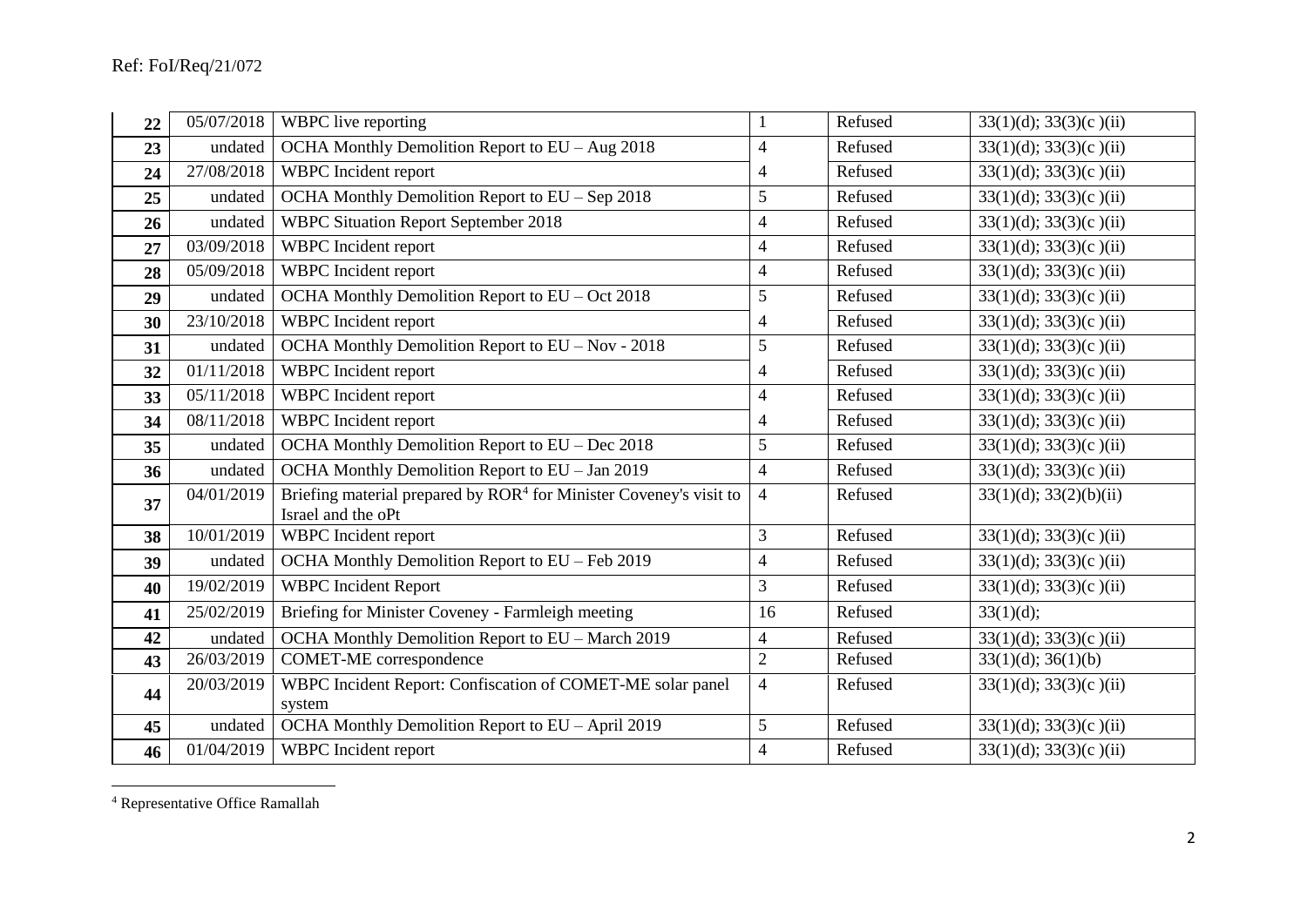Ref: FoI/Req/21/072

| 22 | 05/07/2018 | WBPC live reporting | 1 | Refused | 33(1)(d); 33(3)(c )(ii) |
|---|---|---|---|---|---|
| 23 | undated | OCHA Monthly Demolition Report to EU – Aug 2018 | 4 | Refused | 33(1)(d); 33(3)(c )(ii) |
| 24 | 27/08/2018 | WBPC Incident report | 4 | Refused | 33(1)(d); 33(3)(c )(ii) |
| 25 | undated | OCHA Monthly Demolition Report to EU – Sep 2018 | 5 | Refused | 33(1)(d); 33(3)(c )(ii) |
| 26 | undated | WBPC Situation Report September 2018 | 4 | Refused | 33(1)(d); 33(3)(c )(ii) |
| 27 | 03/09/2018 | WBPC Incident report | 4 | Refused | 33(1)(d); 33(3)(c )(ii) |
| 28 | 05/09/2018 | WBPC Incident report | 4 | Refused | 33(1)(d); 33(3)(c )(ii) |
| 29 | undated | OCHA Monthly Demolition Report to EU – Oct 2018 | 5 | Refused | 33(1)(d); 33(3)(c )(ii) |
| 30 | 23/10/2018 | WBPC Incident report | 4 | Refused | 33(1)(d); 33(3)(c )(ii) |
| 31 | undated | OCHA Monthly Demolition Report to EU – Nov - 2018 | 5 | Refused | 33(1)(d); 33(3)(c )(ii) |
| 32 | 01/11/2018 | WBPC Incident report | 4 | Refused | 33(1)(d); 33(3)(c )(ii) |
| 33 | 05/11/2018 | WBPC Incident report | 4 | Refused | 33(1)(d); 33(3)(c )(ii) |
| 34 | 08/11/2018 | WBPC Incident report | 4 | Refused | 33(1)(d); 33(3)(c )(ii) |
| 35 | undated | OCHA Monthly Demolition Report to EU – Dec 2018 | 5 | Refused | 33(1)(d); 33(3)(c )(ii) |
| 36 | undated | OCHA Monthly Demolition Report to EU – Jan 2019 | 4 | Refused | 33(1)(d); 33(3)(c )(ii) |
| 37 | 04/01/2019 | Briefing material prepared by ROR[4] for Minister Coveney's visit to Israel and the oPt | 4 | Refused | 33(1)(d); 33(2)(b)(ii) |
| 38 | 10/01/2019 | WBPC Incident report | 3 | Refused | 33(1)(d); 33(3)(c )(ii) |
| 39 | undated | OCHA Monthly Demolition Report to EU – Feb 2019 | 4 | Refused | 33(1)(d); 33(3)(c )(ii) |
| 40 | 19/02/2019 | WBPC Incident Report | 3 | Refused | 33(1)(d); 33(3)(c )(ii) |
| 41 | 25/02/2019 | Briefing for Minister Coveney - Farmleigh meeting | 16 | Refused | 33(1)(d); |
| 42 | undated | OCHA Monthly Demolition Report to EU – March 2019 | 4 | Refused | 33(1)(d); 33(3)(c )(ii) |
| 43 | 26/03/2019 | COMET-ME correspondence | 2 | Refused | 33(1)(d); 36(1)(b) |
| 44 | 20/03/2019 | WBPC Incident Report: Confiscation of COMET-ME solar panel system | 4 | Refused | 33(1)(d); 33(3)(c )(ii) |
| 45 | undated | OCHA Monthly Demolition Report to EU – April 2019 | 5 | Refused | 33(1)(d); 33(3)(c )(ii) |
| 46 | 01/04/2019 | WBPC Incident report | 4 | Refused | 33(1)(d); 33(3)(c )(ii) |

[4] Representative Office Ramallah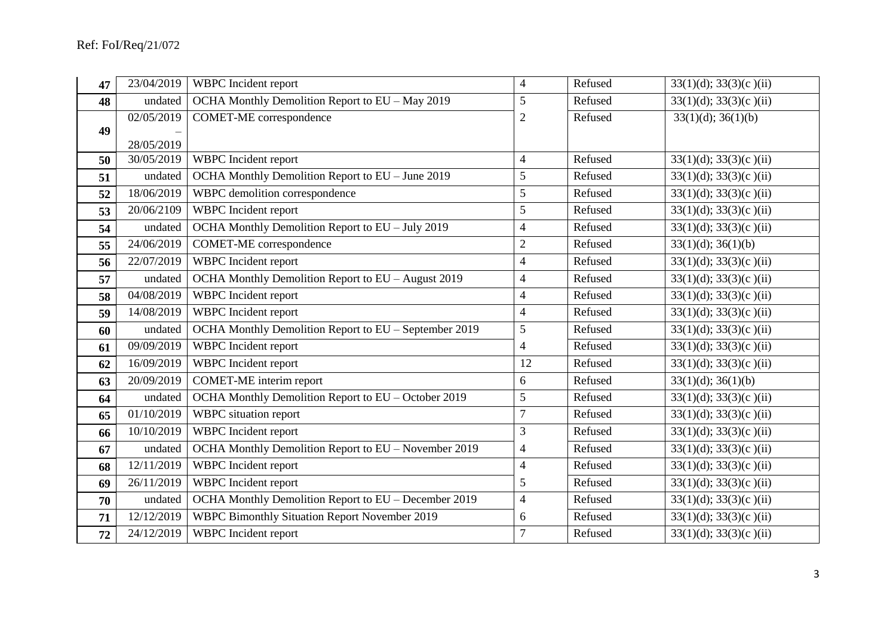| | | | | | |
|---|---|---|---|---|---|
| **47** | 23/04/2019 | WBPC Incident report | 4 | Refused | 33(1)(d); 33(3)(c )(ii) |
| **48** | undated | OCHA Monthly Demolition Report to EU – May 2019 | 5 | Refused | 33(1)(d); 33(3)(c )(ii) |
| **49** | 02/05/2019 – 28/05/2019 | COMET-ME correspondence | 2 | Refused | 33(1)(d); 36(1)(b) |
| **50** | 30/05/2019 | WBPC Incident report | 4 | Refused | 33(1)(d); 33(3)(c )(ii) |
| **51** | undated | OCHA Monthly Demolition Report to EU – June 2019 | 5 | Refused | 33(1)(d); 33(3)(c )(ii) |
| **52** | 18/06/2019 | WBPC demolition correspondence | 5 | Refused | 33(1)(d); 33(3)(c )(ii) |
| **53** | 20/06/2109 | WBPC Incident report | 5 | Refused | 33(1)(d); 33(3)(c )(ii) |
| **54** | undated | OCHA Monthly Demolition Report to EU – July 2019 | 4 | Refused | 33(1)(d); 33(3)(c )(ii) |
| **55** | 24/06/2019 | COMET-ME correspondence | 2 | Refused | 33(1)(d); 36(1)(b) |
| **56** | 22/07/2019 | WBPC Incident report | 4 | Refused | 33(1)(d); 33(3)(c )(ii) |
| **57** | undated | OCHA Monthly Demolition Report to EU – August 2019 | 4 | Refused | 33(1)(d); 33(3)(c )(ii) |
| **58** | 04/08/2019 | WBPC Incident report | 4 | Refused | 33(1)(d); 33(3)(c )(ii) |
| **59** | 14/08/2019 | WBPC Incident report | 4 | Refused | 33(1)(d); 33(3)(c )(ii) |
| **60** | undated | OCHA Monthly Demolition Report to EU – September 2019 | 5 | Refused | 33(1)(d); 33(3)(c )(ii) |
| **61** | 09/09/2019 | WBPC Incident report | 4 | Refused | 33(1)(d); 33(3)(c )(ii) |
| **62** | 16/09/2019 | WBPC Incident report | 12 | Refused | 33(1)(d); 33(3)(c )(ii) |
| **63** | 20/09/2019 | COMET-ME interim report | 6 | Refused | 33(1)(d); 36(1)(b) |
| **64** | undated | OCHA Monthly Demolition Report to EU – October 2019 | 5 | Refused | 33(1)(d); 33(3)(c )(ii) |
| **65** | 01/10/2019 | WBPC situation report | 7 | Refused | 33(1)(d); 33(3)(c )(ii) |
| **66** | 10/10/2019 | WBPC Incident report | 3 | Refused | 33(1)(d); 33(3)(c )(ii) |
| **67** | undated | OCHA Monthly Demolition Report to EU – November 2019 | 4 | Refused | 33(1)(d); 33(3)(c )(ii) |
| **68** | 12/11/2019 | WBPC Incident report | 4 | Refused | 33(1)(d); 33(3)(c )(ii) |
| **69** | 26/11/2019 | WBPC Incident report | 5 | Refused | 33(1)(d); 33(3)(c )(ii) |
| **70** | undated | OCHA Monthly Demolition Report to EU – December 2019 | 4 | Refused | 33(1)(d); 33(3)(c )(ii) |
| **71** | 12/12/2019 | WBPC Bimonthly Situation Report November 2019 | 6 | Refused | 33(1)(d); 33(3)(c )(ii) |
| **72** | 24/12/2019 | WBPC Incident report | 7 | Refused | 33(1)(d); 33(3)(c )(ii) |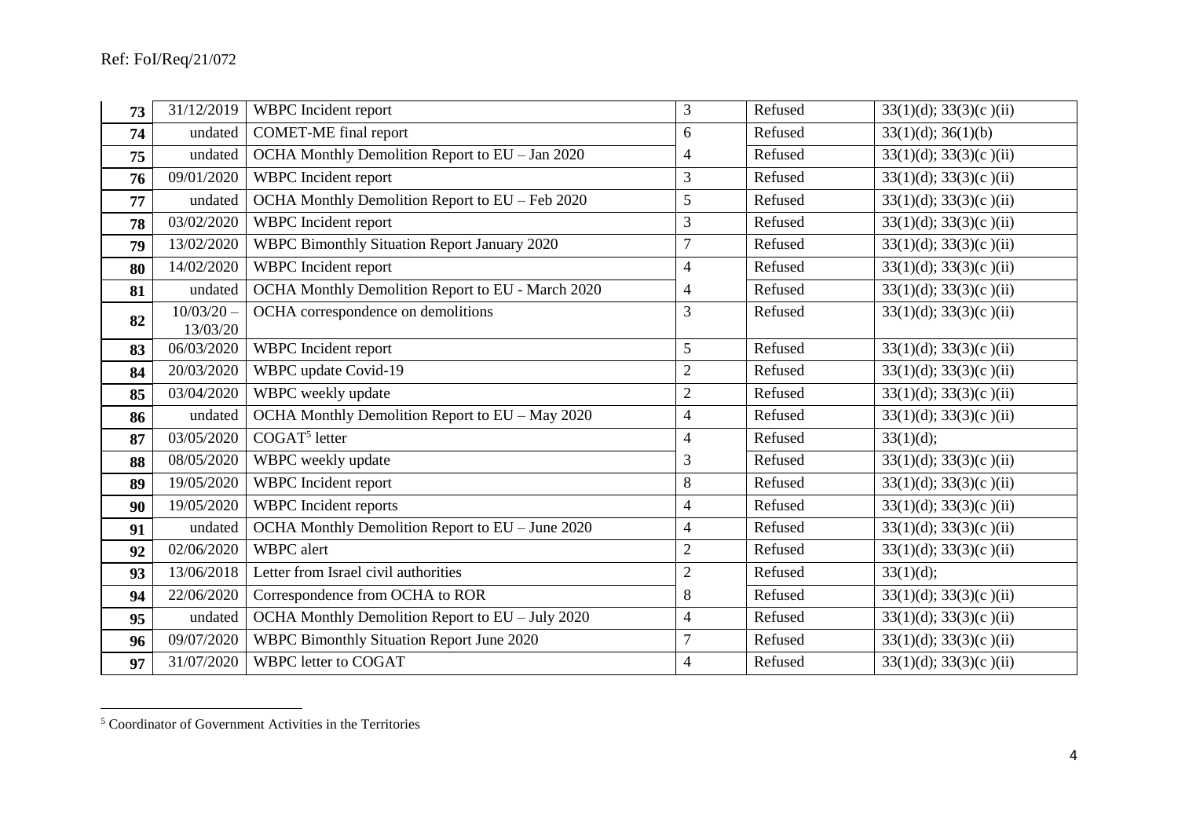Ref: FoI/Req/21/072

| 73 | 31/12/2019 | WBPC Incident report | 3 | Refused | 33(1)(d); 33(3)(c )(ii) |
|---|---|---|---|---|---|
| 74 | undated | COMET-ME final report | 6 | Refused | 33(1)(d); 36(1)(b) |
| 75 | undated | OCHA Monthly Demolition Report to EU – Jan 2020 | 4 | Refused | 33(1)(d); 33(3)(c )(ii) |
| 76 | 09/01/2020 | WBPC Incident report | 3 | Refused | 33(1)(d); 33(3)(c )(ii) |
| 77 | undated | OCHA Monthly Demolition Report to EU – Feb 2020 | 5 | Refused | 33(1)(d); 33(3)(c )(ii) |
| 78 | 03/02/2020 | WBPC Incident report | 3 | Refused | 33(1)(d); 33(3)(c )(ii) |
| 79 | 13/02/2020 | WBPC Bimonthly Situation Report January 2020 | 7 | Refused | 33(1)(d); 33(3)(c )(ii) |
| 80 | 14/02/2020 | WBPC Incident report | 4 | Refused | 33(1)(d); 33(3)(c )(ii) |
| 81 | undated | OCHA Monthly Demolition Report to EU - March 2020 | 4 | Refused | 33(1)(d); 33(3)(c )(ii) |
| 82 | 10/03/20 – 13/03/20 | OCHA correspondence on demolitions | 3 | Refused | 33(1)(d); 33(3)(c )(ii) |
| 83 | 06/03/2020 | WBPC Incident report | 5 | Refused | 33(1)(d); 33(3)(c )(ii) |
| 84 | 20/03/2020 | WBPC update Covid-19 | 2 | Refused | 33(1)(d); 33(3)(c )(ii) |
| 85 | 03/04/2020 | WBPC weekly update | 2 | Refused | 33(1)(d); 33(3)(c )(ii) |
| 86 | undated | OCHA Monthly Demolition Report to EU – May 2020 | 4 | Refused | 33(1)(d); 33(3)(c )(ii) |
| 87 | 03/05/2020 | COGAT[5] letter | 4 | Refused | 33(1)(d); |
| 88 | 08/05/2020 | WBPC weekly update | 3 | Refused | 33(1)(d); 33(3)(c )(ii) |
| 89 | 19/05/2020 | WBPC Incident report | 8 | Refused | 33(1)(d); 33(3)(c )(ii) |
| 90 | 19/05/2020 | WBPC Incident reports | 4 | Refused | 33(1)(d); 33(3)(c )(ii) |
| 91 | undated | OCHA Monthly Demolition Report to EU – June 2020 | 4 | Refused | 33(1)(d); 33(3)(c )(ii) |
| 92 | 02/06/2020 | WBPC alert | 2 | Refused | 33(1)(d); 33(3)(c )(ii) |
| 93 | 13/06/2018 | Letter from Israel civil authorities | 2 | Refused | 33(1)(d); |
| 94 | 22/06/2020 | Correspondence from OCHA to ROR | 8 | Refused | 33(1)(d); 33(3)(c )(ii) |
| 95 | undated | OCHA Monthly Demolition Report to EU – July 2020 | 4 | Refused | 33(1)(d); 33(3)(c )(ii) |
| 96 | 09/07/2020 | WBPC Bimonthly Situation Report June 2020 | 7 | Refused | 33(1)(d); 33(3)(c )(ii) |
| 97 | 31/07/2020 | WBPC letter to COGAT | 4 | Refused | 33(1)(d); 33(3)(c )(ii) |

[5] Coordinator of Government Activities in the Territories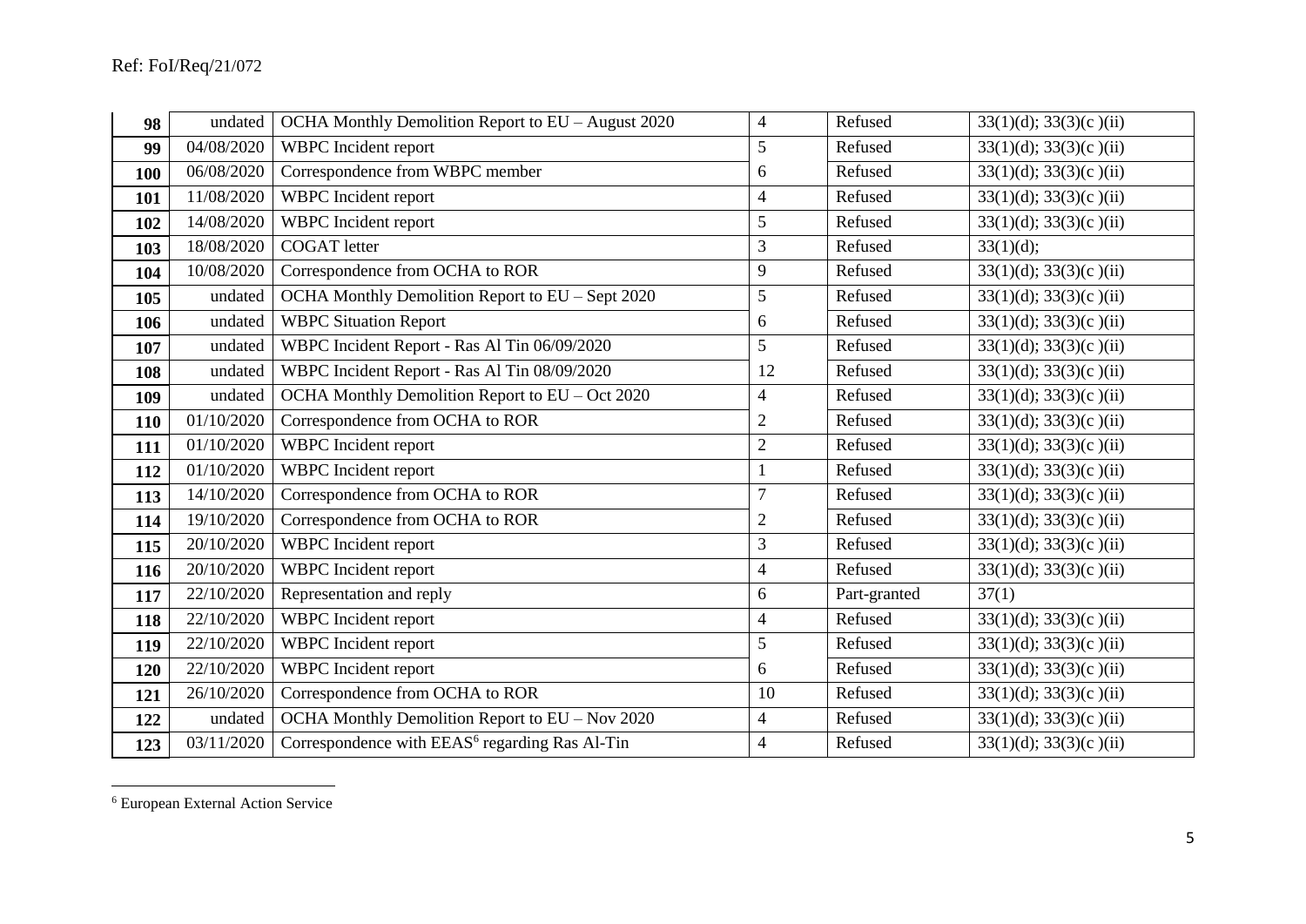| 98 | undated | OCHA Monthly Demolition Report to EU – August 2020 | 4 | Refused | 33(1)(d); 33(3)(c )(ii) |
|---|---|---|---|---|---|
| 99 | 04/08/2020 | WBPC Incident report | 5 | Refused | 33(1)(d); 33(3)(c )(ii) |
| 100 | 06/08/2020 | Correspondence from WBPC member | 6 | Refused | 33(1)(d); 33(3)(c )(ii) |
| 101 | 11/08/2020 | WBPC Incident report | 4 | Refused | 33(1)(d); 33(3)(c )(ii) |
| 102 | 14/08/2020 | WBPC Incident report | 5 | Refused | 33(1)(d); 33(3)(c )(ii) |
| 103 | 18/08/2020 | COGAT letter | 3 | Refused | 33(1)(d); |
| 104 | 10/08/2020 | Correspondence from OCHA to ROR | 9 | Refused | 33(1)(d); 33(3)(c )(ii) |
| 105 | undated | OCHA Monthly Demolition Report to EU – Sept 2020 | 5 | Refused | 33(1)(d); 33(3)(c )(ii) |
| 106 | undated | WBPC Situation Report | 6 | Refused | 33(1)(d); 33(3)(c )(ii) |
| 107 | undated | WBPC Incident Report - Ras Al Tin 06/09/2020 | 5 | Refused | 33(1)(d); 33(3)(c )(ii) |
| 108 | undated | WBPC Incident Report - Ras Al Tin 08/09/2020 | 12 | Refused | 33(1)(d); 33(3)(c )(ii) |
| 109 | undated | OCHA Monthly Demolition Report to EU – Oct 2020 | 4 | Refused | 33(1)(d); 33(3)(c )(ii) |
| 110 | 01/10/2020 | Correspondence from OCHA to ROR | 2 | Refused | 33(1)(d); 33(3)(c )(ii) |
| 111 | 01/10/2020 | WBPC Incident report | 2 | Refused | 33(1)(d); 33(3)(c )(ii) |
| 112 | 01/10/2020 | WBPC Incident report | 1 | Refused | 33(1)(d); 33(3)(c )(ii) |
| 113 | 14/10/2020 | Correspondence from OCHA to ROR | 7 | Refused | 33(1)(d); 33(3)(c )(ii) |
| 114 | 19/10/2020 | Correspondence from OCHA to ROR | 2 | Refused | 33(1)(d); 33(3)(c )(ii) |
| 115 | 20/10/2020 | WBPC Incident report | 3 | Refused | 33(1)(d); 33(3)(c )(ii) |
| 116 | 20/10/2020 | WBPC Incident report | 4 | Refused | 33(1)(d); 33(3)(c )(ii) |
| 117 | 22/10/2020 | Representation and reply | 6 | Part-granted | 37(1) |
| 118 | 22/10/2020 | WBPC Incident report | 4 | Refused | 33(1)(d); 33(3)(c )(ii) |
| 119 | 22/10/2020 | WBPC Incident report | 5 | Refused | 33(1)(d); 33(3)(c )(ii) |
| 120 | 22/10/2020 | WBPC Incident report | 6 | Refused | 33(1)(d); 33(3)(c )(ii) |
| 121 | 26/10/2020 | Correspondence from OCHA to ROR | 10 | Refused | 33(1)(d); 33(3)(c )(ii) |
| 122 | undated | OCHA Monthly Demolition Report to EU – Nov 2020 | 4 | Refused | 33(1)(d); 33(3)(c )(ii) |
| 123 | 03/11/2020 | Correspondence with EEAS[6] regarding Ras Al-Tin | 4 | Refused | 33(1)(d); 33(3)(c )(ii) |

[6] European External Action Service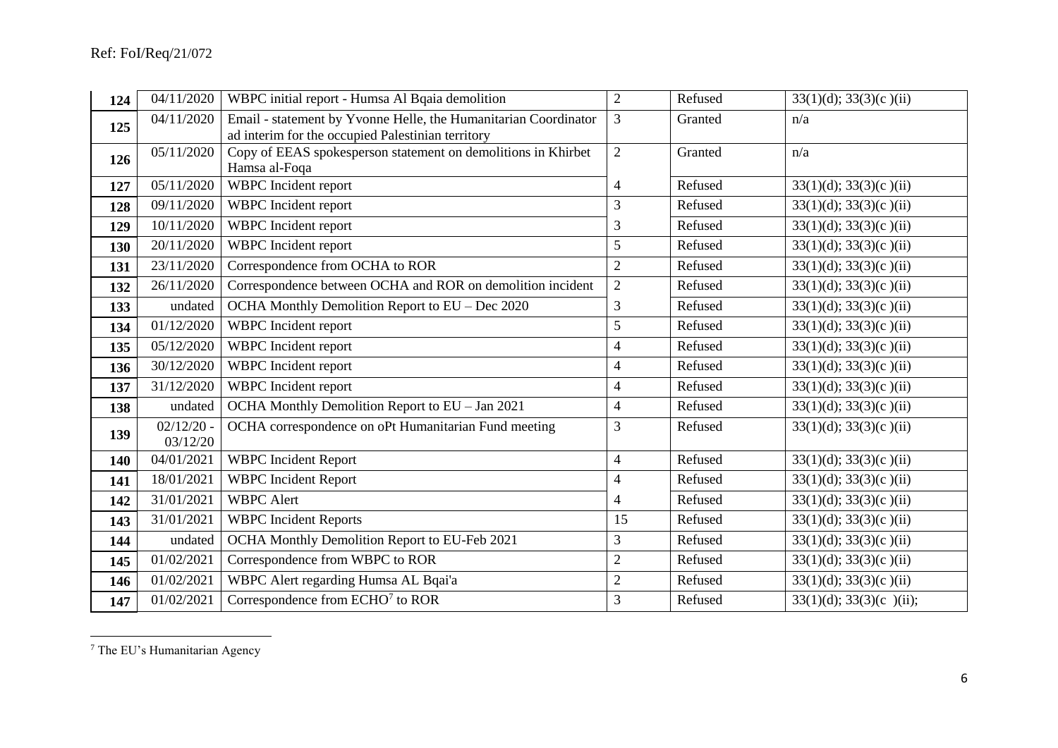| 124 | 04/11/2020 | WBPC initial report - Humsa Al Bqaia demolition | 2 | Refused | 33(1)(d); 33(3)(c )(ii) |
|---|---|---|---|---|---|
| 125 | 04/11/2020 | Email - statement by Yvonne Helle, the Humanitarian Coordinator ad interim for the occupied Palestinian territory | 3 | Granted | n/a |
| 126 | 05/11/2020 | Copy of EEAS spokesperson statement on demolitions in Khirbet Hamsa al-Foqa | 2 | Granted | n/a |
| 127 | 05/11/2020 | WBPC Incident report | 4 | Refused | 33(1)(d); 33(3)(c )(ii) |
| 128 | 09/11/2020 | WBPC Incident report | 3 | Refused | 33(1)(d); 33(3)(c )(ii) |
| 129 | 10/11/2020 | WBPC Incident report | 3 | Refused | 33(1)(d); 33(3)(c )(ii) |
| 130 | 20/11/2020 | WBPC Incident report | 5 | Refused | 33(1)(d); 33(3)(c )(ii) |
| 131 | 23/11/2020 | Correspondence from OCHA to ROR | 2 | Refused | 33(1)(d); 33(3)(c )(ii) |
| 132 | 26/11/2020 | Correspondence between OCHA and ROR on demolition incident | 2 | Refused | 33(1)(d); 33(3)(c )(ii) |
| 133 | undated | OCHA Monthly Demolition Report to EU – Dec 2020 | 3 | Refused | 33(1)(d); 33(3)(c )(ii) |
| 134 | 01/12/2020 | WBPC Incident report | 5 | Refused | 33(1)(d); 33(3)(c )(ii) |
| 135 | 05/12/2020 | WBPC Incident report | 4 | Refused | 33(1)(d); 33(3)(c )(ii) |
| 136 | 30/12/2020 | WBPC Incident report | 4 | Refused | 33(1)(d); 33(3)(c )(ii) |
| 137 | 31/12/2020 | WBPC Incident report | 4 | Refused | 33(1)(d); 33(3)(c )(ii) |
| 138 | undated | OCHA Monthly Demolition Report to EU – Jan 2021 | 4 | Refused | 33(1)(d); 33(3)(c )(ii) |
| 139 | 02/12/20 - 03/12/20 | OCHA correspondence on oPt Humanitarian Fund meeting | 3 | Refused | 33(1)(d); 33(3)(c )(ii) |
| 140 | 04/01/2021 | WBPC Incident Report | 4 | Refused | 33(1)(d); 33(3)(c )(ii) |
| 141 | 18/01/2021 | WBPC Incident Report | 4 | Refused | 33(1)(d); 33(3)(c )(ii) |
| 142 | 31/01/2021 | WBPC Alert | 4 | Refused | 33(1)(d); 33(3)(c )(ii) |
| 143 | 31/01/2021 | WBPC Incident Reports | 15 | Refused | 33(1)(d); 33(3)(c )(ii) |
| 144 | undated | OCHA Monthly Demolition Report to EU-Feb 2021 | 3 | Refused | 33(1)(d); 33(3)(c )(ii) |
| 145 | 01/02/2021 | Correspondence from WBPC to ROR | 2 | Refused | 33(1)(d); 33(3)(c )(ii) |
| 146 | 01/02/2021 | WBPC Alert regarding Humsa AL Bqai'a | 2 | Refused | 33(1)(d); 33(3)(c )(ii) |
| 147 | 01/02/2021 | Correspondence from ECHO[7] to ROR | 3 | Refused | 33(1)(d); 33(3)(c )(ii); |

[7] The EU's Humanitarian Agency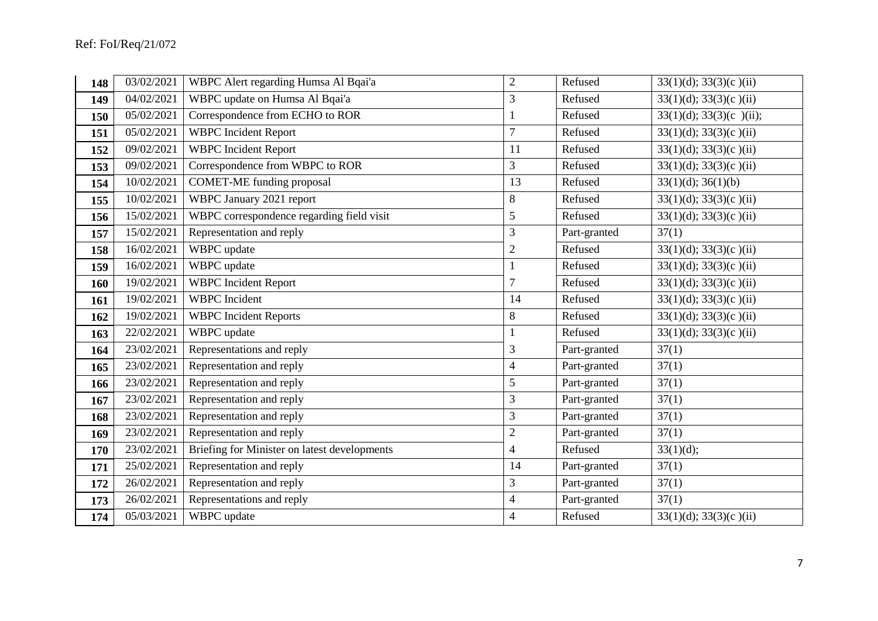Ref: FoI/Req/21/072

| | | | | | |
|---|---|---|---|---|---|
| **148** | 03/02/2021 | WBPC Alert regarding Humsa Al Bqai'a | 2 | Refused | 33(1)(d); 33(3)(c )(ii) |
| **149** | 04/02/2021 | WBPC update on Humsa Al Bqai'a | 3 | Refused | 33(1)(d); 33(3)(c )(ii) |
| **150** | 05/02/2021 | Correspondence from ECHO to ROR | 1 | Refused | 33(1)(d); 33(3)(c )(ii); |
| **151** | 05/02/2021 | WBPC Incident Report | 7 | Refused | 33(1)(d); 33(3)(c )(ii) |
| **152** | 09/02/2021 | WBPC Incident Report | 11 | Refused | 33(1)(d); 33(3)(c )(ii) |
| **153** | 09/02/2021 | Correspondence from WBPC to ROR | 3 | Refused | 33(1)(d); 33(3)(c )(ii) |
| **154** | 10/02/2021 | COMET-ME funding proposal | 13 | Refused | 33(1)(d); 36(1)(b) |
| **155** | 10/02/2021 | WBPC January 2021 report | 8 | Refused | 33(1)(d); 33(3)(c )(ii) |
| **156** | 15/02/2021 | WBPC correspondence regarding field visit | 5 | Refused | 33(1)(d); 33(3)(c )(ii) |
| **157** | 15/02/2021 | Representation and reply | 3 | Part-granted | 37(1) |
| **158** | 16/02/2021 | WBPC update | 2 | Refused | 33(1)(d); 33(3)(c )(ii) |
| **159** | 16/02/2021 | WBPC update | 1 | Refused | 33(1)(d); 33(3)(c )(ii) |
| **160** | 19/02/2021 | WBPC Incident Report | 7 | Refused | 33(1)(d); 33(3)(c )(ii) |
| **161** | 19/02/2021 | WBPC Incident | 14 | Refused | 33(1)(d); 33(3)(c )(ii) |
| **162** | 19/02/2021 | WBPC Incident Reports | 8 | Refused | 33(1)(d); 33(3)(c )(ii) |
| **163** | 22/02/2021 | WBPC update | 1 | Refused | 33(1)(d); 33(3)(c )(ii) |
| **164** | 23/02/2021 | Representations and reply | 3 | Part-granted | 37(1) |
| **165** | 23/02/2021 | Representation and reply | 4 | Part-granted | 37(1) |
| **166** | 23/02/2021 | Representation and reply | 5 | Part-granted | 37(1) |
| **167** | 23/02/2021 | Representation and reply | 3 | Part-granted | 37(1) |
| **168** | 23/02/2021 | Representation and reply | 3 | Part-granted | 37(1) |
| **169** | 23/02/2021 | Representation and reply | 2 | Part-granted | 37(1) |
| **170** | 23/02/2021 | Briefing for Minister on latest developments | 4 | Refused | 33(1)(d); |
| **171** | 25/02/2021 | Representation and reply | 14 | Part-granted | 37(1) |
| **172** | 26/02/2021 | Representation and reply | 3 | Part-granted | 37(1) |
| **173** | 26/02/2021 | Representations and reply | 4 | Part-granted | 37(1) |
| **174** | 05/03/2021 | WBPC update | 4 | Refused | 33(1)(d); 33(3)(c )(ii) |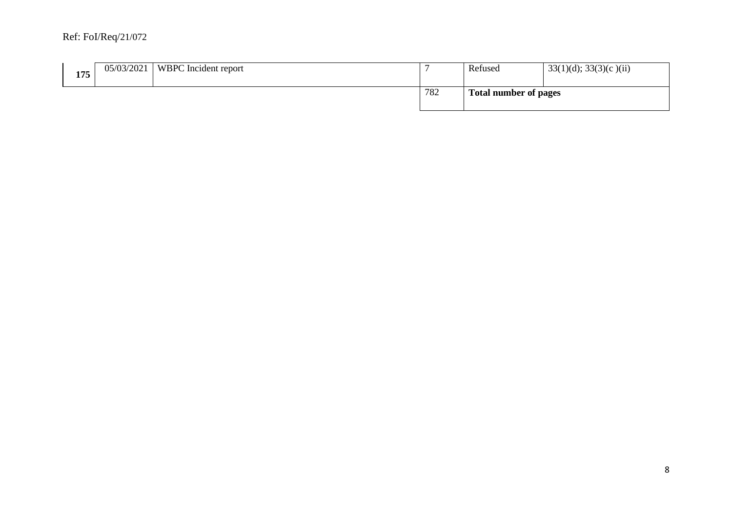| | | | | | |
|---|---|---|---|---|---|
| **175** | 05/03/2021 | WBPC Incident report | 7 | Refused | 33(1)(d); 33(3)(c )(ii) |
| | | | 782 | **Total number of pages** | |